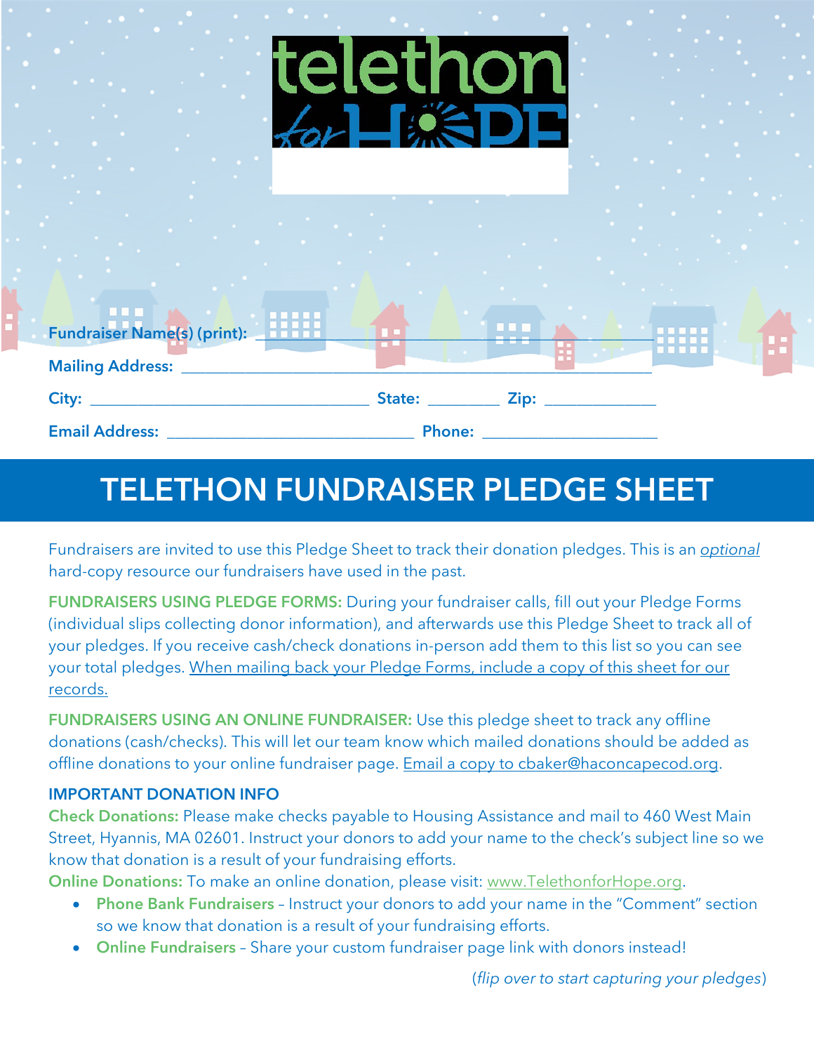telethon for HOPE

**Fundraiser Name(s) (print):** ____________________________________________

**Mailing Address:** ____________________________________________

**City:** ______________________ **State:** ________ **Zip:** ____________

**Email Address:** ______________________ **Phone:** ____________________

# TELETHON FUNDRAISER PLEDGE SHEET

Fundraisers are invited to use this Pledge Sheet to track their donation pledges. This is an *optional* hard-copy resource our fundraisers have used in the past.

**FUNDRAISERS USING PLEDGE FORMS:** During your fundraiser calls, fill out your Pledge Forms (individual slips collecting donor information), and afterwards use this Pledge Sheet to track all of your pledges. If you receive cash/check donations in-person add them to this list so you can see your total pledges. When mailing back your Pledge Forms, include a copy of this sheet for our records.

**FUNDRAISERS USING AN ONLINE FUNDRAISER:** Use this pledge sheet to track any offline donations (cash/checks). This will let our team know which mailed donations should be added as offline donations to your online fundraiser page. Email a copy to cbaker@haconcapecod.org.

**IMPORTANT DONATION INFO**

**Check Donations:** Please make checks payable to Housing Assistance and mail to 460 West Main Street, Hyannis, MA 02601. Instruct your donors to add your name to the check's subject line so we know that donation is a result of your fundraising efforts.

**Online Donations:** To make an online donation, please visit: www.TelethonforHope.org.

- **Phone Bank Fundraisers** – Instruct your donors to add your name in the "Comment" section so we know that donation is a result of your fundraising efforts.
- **Online Fundraisers** – Share your custom fundraiser page link with donors instead!

(*flip over to start capturing your pledges*)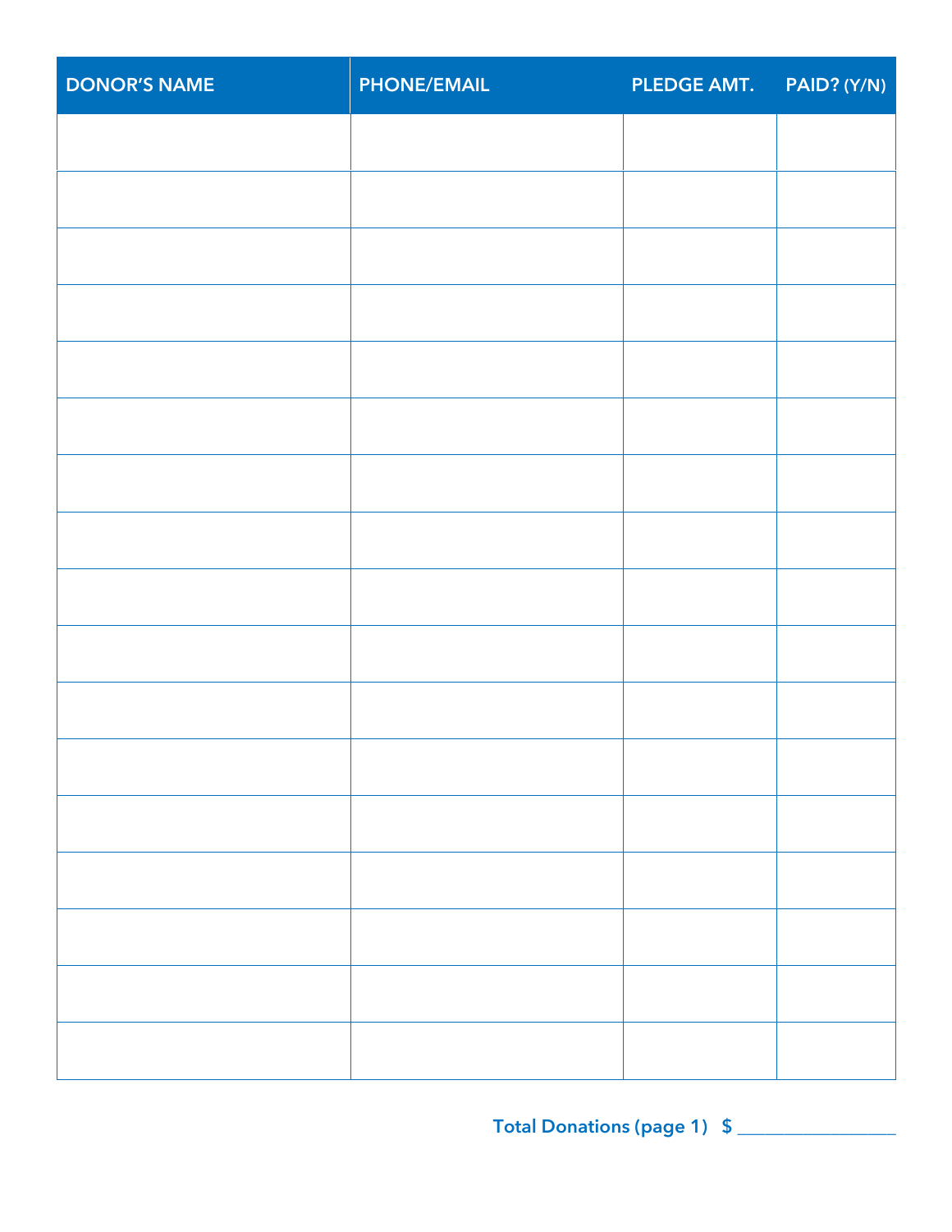| DONOR'S NAME | PHONE/EMAIL | PLEDGE AMT. | PAID? (Y/N) |
| --- | --- | --- | --- |
| | | | |
| | | | |
| | | | |
| | | | |
| | | | |
| | | | |
| | | | |
| | | | |
| | | | |
| | | | |
| | | | |
| | | | |
| | | | |
| | | | |
| | | | |
| | | | |
| | | | |

**Total Donations (page 1) $ ________________**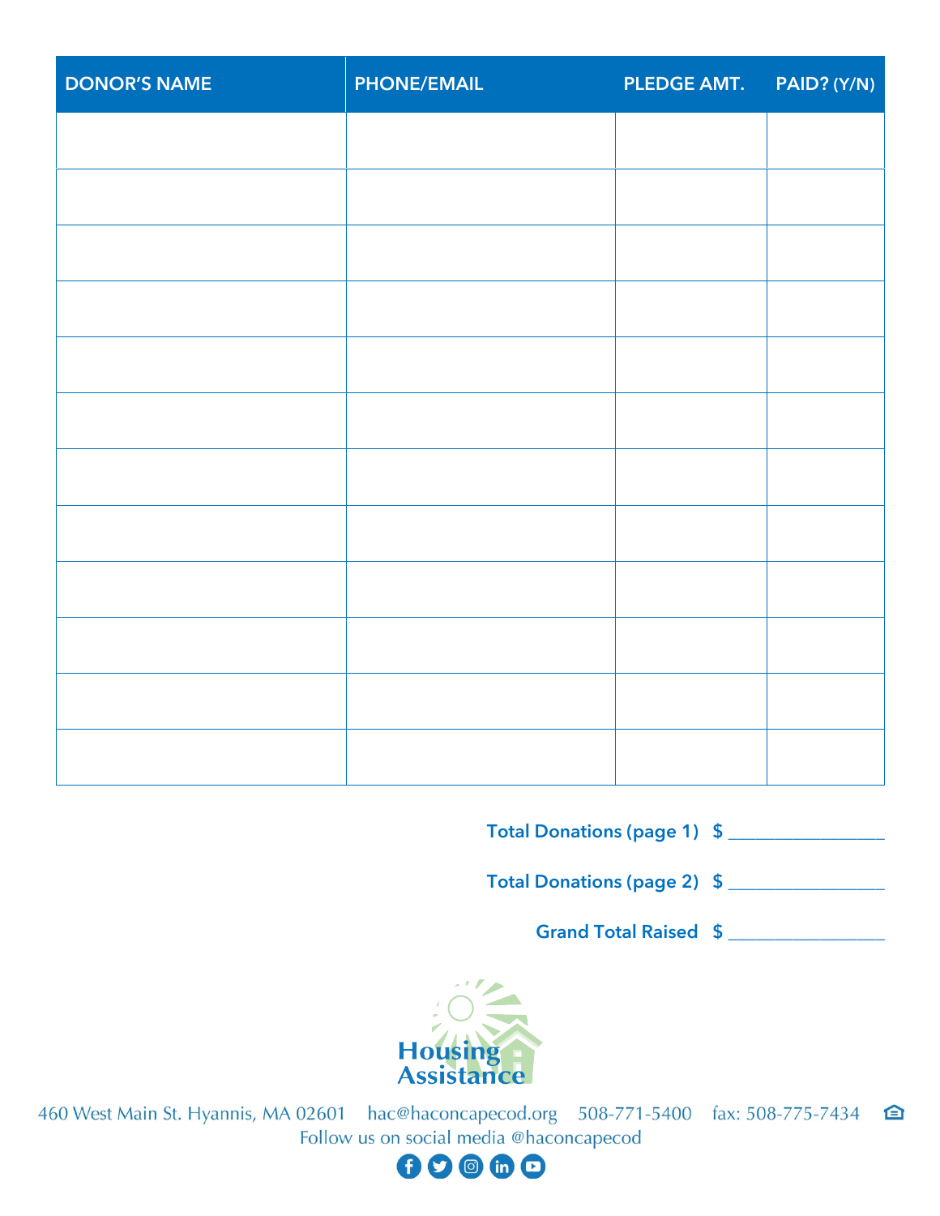| DONOR'S NAME | PHONE/EMAIL | PLEDGE AMT. | PAID? (Y/N) |
|---|---|---|---|
| | | | |
| | | | |
| | | | |
| | | | |
| | | | |
| | | | |
| | | | |
| | | | |
| | | | |
| | | | |
| | | | |
| | | | |

**Total Donations (page 1)** $ ________________

**Total Donations (page 2)** $ ________________

**Grand Total Raised** $ ________________

Housing Assistance

460 West Main St. Hyannis, MA 02601 hac@haconcapecod.org 508-771-5400 fax: 508-775-7434

Follow us on social media @haconcapecod